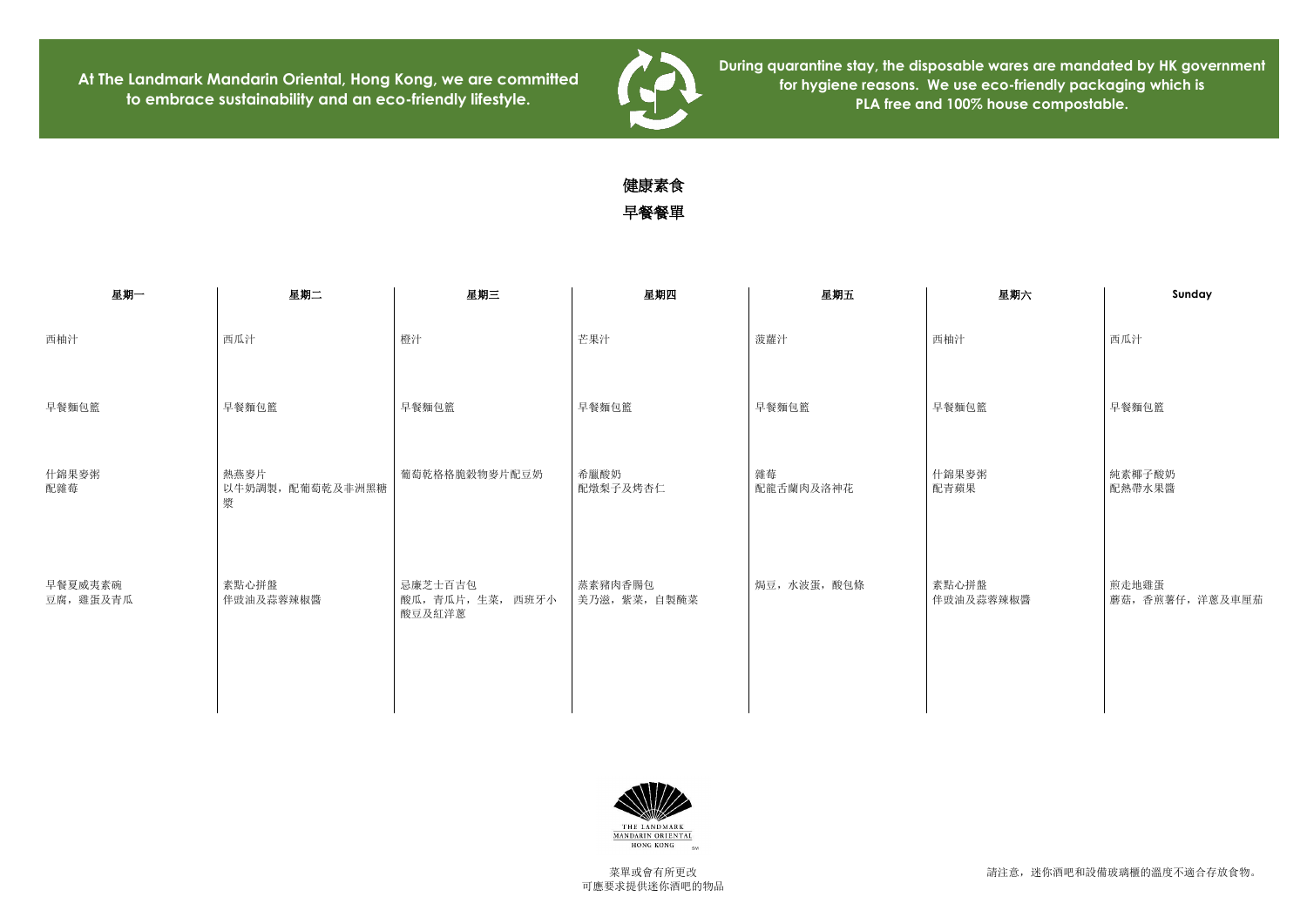At The Landmark Mandarin Oriental, Hong Kong, we are committed to embrace sustainability and an eco-friendly lifestyle.

During quarantine stay, the disposable wares are mandated by HK government for hygiene reasons. We use eco-friendly packaging which is PLA free and 100% house compostable.

# 健康素食

## 早餐餐單

| 星期一 | 星期二 | 星期三 | 星期四 | 星期五 | 星期六 | Sunday |
|---|---|---|---|---|---|---|
| 西柚汁 | 西瓜汁 | 橙汁 | 芒果汁 | 菠蘿汁 | 西柚汁 | 西瓜汁 |
| 早餐麵包籃 | 早餐麵包籃 | 早餐麵包籃 | 早餐麵包籃 | 早餐麵包籃 | 早餐麵包籃 | 早餐麵包籃 |
| 什錦果麥粥<br>配雜莓 | 熱燕麥片<br>以牛奶調製，配葡萄乾及非洲黑糖漿 | 葡萄乾格格脆穀物麥片配豆奶 | 希臘酸奶<br>配燉梨子及烤杏仁 | 雜莓<br>配龍舌蘭肉及洛神花 | 什錦果麥粥<br>配青蘋果 | 純素椰子酸奶<br>配熱帶水果醬 |
| 早餐夏威夷素碗<br>豆腐，雞蛋及青瓜 | 素點心拼盤<br>伴豉油及蒜蓉辣椒醬 | 忌廉芝士百吉包<br>酸瓜，青瓜片，生菜， 西班牙小酸豆及紅洋蔥 | 蒸素豬肉香腸包<br>美乃滋，紫菜，自製腌菜 | 焗豆，水波蛋，酸包條 | 素點心拼盤<br>伴豉油及蒜蓉辣椒醬 | 煎走地雞蛋<br>蘑菇，香煎薯仔，洋蔥及車厘茄 |

THE LANDMARK MANDARIN ORIENTAL HONG KONG

菜單或會有所更改
可應要求提供迷你酒吧的物品

請注意，迷你酒吧和設備玻璃櫃的溫度不適合存放食物。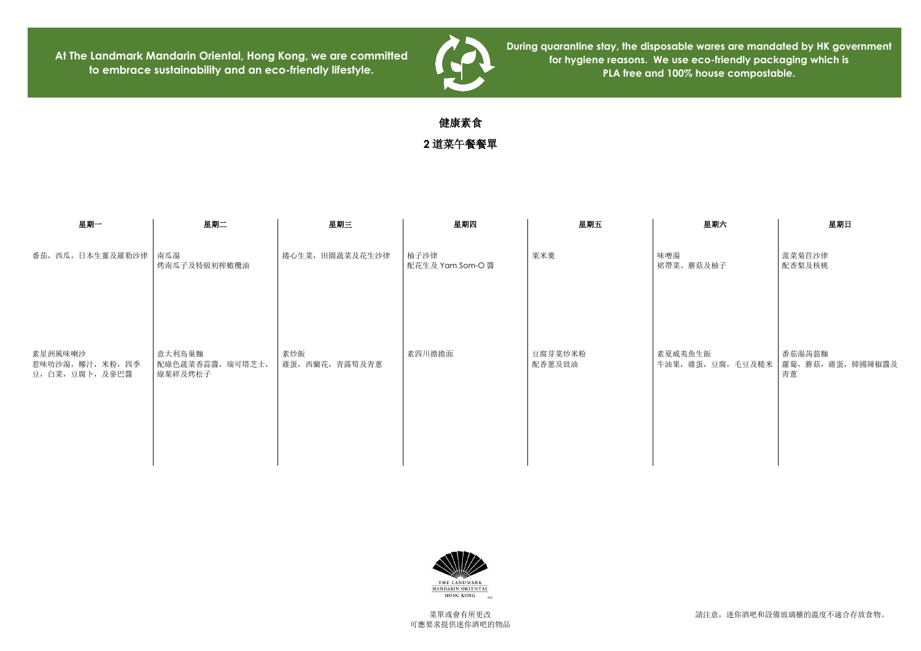At The Landmark Mandarin Oriental, Hong Kong, we are committed to embrace sustainability and an eco-friendly lifestyle.

During quarantine stay, the disposable wares are mandated by HK government for hygiene reasons. We use eco-friendly packaging which is PLA free and 100% house compostable.

# 健康素食

## 2 道菜午餐餐單

| 星期一 | 星期二 | 星期三 | 星期四 | 星期五 | 星期六 | 星期日 |
|---|---|---|---|---|---|---|
| 番茄，西瓜，日本生薑及羅勒沙律 | 南瓜湯<br>烤南瓜子及特級初榨橄欖油 | 捲心生菜，田園蔬菜及花生沙律 | 柚子沙律<br>配花生及 Yam Som-O 醬 | 粟米羹 | 味噌湯<br>裙帶菜、蘑菇及柚子 | 菠菜菊苣沙律<br>配香梨及核桃 |
| 素星洲風味喇沙<br>惹味叻沙湯，椰汁，米粉，四季豆，白菜，豆腐卜，及參巴醬 | 意大利烏巢麵<br>配綠色蔬菜香蒜醬，瑞可塔芝士，綠葉碎及烤松子 | 素炒飯<br>雞蛋，西蘭花，青露筍及青蔥 | 素四川擔擔面 | 豆腐芽菜炒米粉<br>配香蔥及豉油 | 素夏威夷魚生飯<br>牛油果，雞蛋，豆腐，毛豆及糙米 | 番茄湯蒟蒻麵<br>蘿蔔，蘑菇，雞蛋，韓國辣椒醬及青蔥 |

THE LANDMARK MANDARIN ORIENTAL HONG KONG

菜單或會有所更改
可應要求提供迷你酒吧的物品

請注意，迷你酒吧和設備玻璃櫃的溫度不適合存放食物。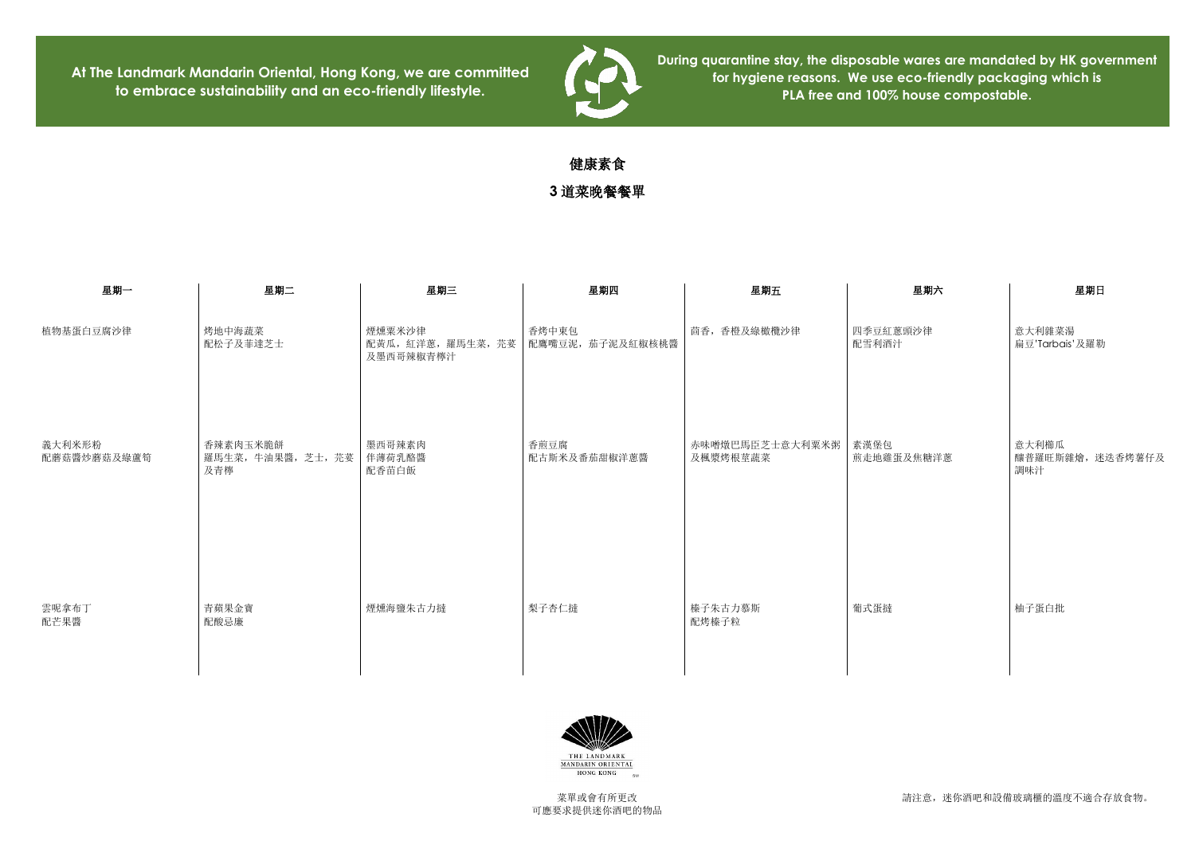**At The Landmark Mandarin Oriental, Hong Kong, we are committed to embrace sustainability and an eco-friendly lifestyle.**

**During quarantine stay, the disposable wares are mandated by HK government for hygiene reasons. We use eco-friendly packaging which is PLA free and 100% house compostable.**

## 健康素食

## 3 道菜晚餐餐單

| 星期一 | 星期二 | 星期三 | 星期四 | 星期五 | 星期六 | 星期日 |
|---|---|---|---|---|---|---|
| 植物基蛋白豆腐沙律 | 烤地中海蔬菜<br>配松子及菲達芝士 | 煙燻粟米沙律<br>配黃瓜，紅洋蔥，羅馬生菜，芫荽及墨西哥辣椒青檸汁 | 香烤中東包<br>配鷹嘴豆泥，茄子泥及紅椒核桃醬 | 茴香，香橙及綠橄欖沙律 | 四季豆紅蔥頭沙律<br>配雪利酒汁 | 意大利雜菜湯<br>扁豆'Tarbais'及羅勒 |
| 義大利米形粉<br>配蘑菇醬炒蘑菇及綠蘆筍 | 香辣素肉玉米脆餅<br>羅馬生菜，牛油果醬，芝士，芫荽及青檸 | 墨西哥辣素肉<br>伴薄荷乳酪醬<br>配香苗白飯 | 香煎豆腐<br>配古斯米及番茄甜椒洋蔥醬 | 赤味噌燉巴馬臣芝士意大利粟米粥及楓漿烤根莖蔬菜 | 素漢堡包<br>煎走地雞蛋及焦糖洋蔥 | 意大利櫛瓜<br>釀普羅旺斯雜燴，迷迭香烤薯仔及調味汁 |
| 雲呢拿布丁<br>配芒果醬 | 青蘋果金寶<br>配酸忌廉 | 煙燻海鹽朱古力撻 | 梨子杏仁撻 | 榛子朱古力慕斯<br>配烤榛子粒 | 葡式蛋撻 | 柚子蛋白批 |

THE LANDMARK
MANDARIN ORIENTAL
HONG KONG

菜單或會有所更改
可應要求提供迷你酒吧的物品

請注意，迷你酒吧和設備玻璃櫃的溫度不適合存放食物。